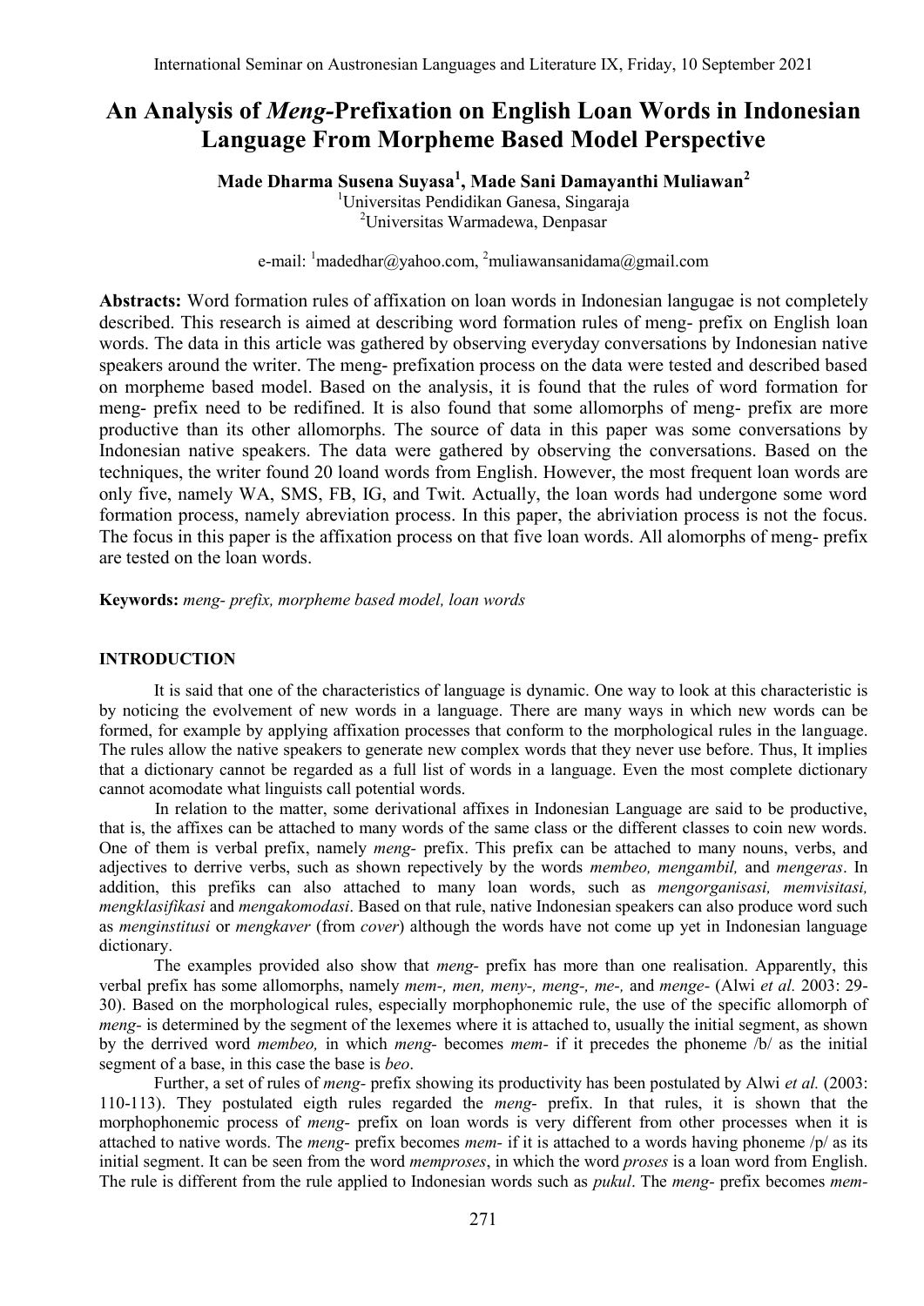# An Analysis of *Meng*-Prefixation on English Loan Words in Indonesian Language From Morpheme Based Model Perspective

**Made Dharma Susena Suyasa[1], Made Sani Damayanthi Muliawan[2]**

[1]Universitas Pendidikan Ganesa, Singaraja
[2]Universitas Warmadewa, Denpasar

e-mail: [1]madedhar@yahoo.com, [2]muliawansanidama@gmail.com

**Abstracts:** Word formation rules of affixation on loan words in Indonesian langugae is not completely described. This research is aimed at describing word formation rules of meng- prefix on English loan words. The data in this article was gathered by observing everyday conversations by Indonesian native speakers around the writer. The meng- prefixation process on the data were tested and described based on morpheme based model. Based on the analysis, it is found that the rules of word formation for meng- prefix need to be redifined. It is also found that some allomorphs of meng- prefix are more productive than its other allomorphs. The source of data in this paper was some conversations by Indonesian native speakers. The data were gathered by observing the conversations. Based on the techniques, the writer found 20 loand words from English. However, the most frequent loan words are only five, namely WA, SMS, FB, IG, and Twit. Actually, the loan words had undergone some word formation process, namely abreviation process. In this paper, the abriviation process is not the focus. The focus in this paper is the affixation process on that five loan words. All alomorphs of meng- prefix are tested on the loan words.

**Keywords:** *meng- prefix, morpheme based model, loan words*

## INTRODUCTION

It is said that one of the characteristics of language is dynamic. One way to look at this characteristic is by noticing the evolvement of new words in a language. There are many ways in which new words can be formed, for example by applying affixation processes that conform to the morphological rules in the language. The rules allow the native speakers to generate new complex words that they never use before. Thus, It implies that a dictionary cannot be regarded as a full list of words in a language. Even the most complete dictionary cannot acomodate what linguists call potential words.

In relation to the matter, some derivational affixes in Indonesian Language are said to be productive, that is, the affixes can be attached to many words of the same class or the different classes to coin new words. One of them is verbal prefix, namely *meng*- prefix. This prefix can be attached to many nouns, verbs, and adjectives to derrive verbs, such as shown repectively by the words *membeo, mengambil,* and *mengeras*. In addition, this prefiks can also attached to many loan words, such as *mengorganisasi, memvisitasi, mengklasifikasi* and *mengakomodasi*. Based on that rule, native Indonesian speakers can also produce word such as *menginstitusi* or *mengkaver* (from *cover*) although the words have not come up yet in Indonesian language dictionary.

The examples provided also show that *meng*- prefix has more than one realisation. Apparently, this verbal prefix has some allomorphs, namely *mem-, men, meny-, meng-, me-,* and *menge-* (Alwi *et al.* 2003: 29-30). Based on the morphological rules, especially morphophonemic rule, the use of the specific allomorph of *meng-* is determined by the segment of the lexemes where it is attached to, usually the initial segment, as shown by the derrived word *membeo,* in which *meng*- becomes *mem-* if it precedes the phoneme /b/ as the initial segment of a base, in this case the base is *beo*.

Further, a set of rules of *meng-* prefix showing its productivity has been postulated by Alwi *et al.* (2003: 110-113). They postulated eigth rules regarded the *meng*- prefix. In that rules, it is shown that the morphophonemic process of *meng-* prefix on loan words is very different from other processes when it is attached to native words. The *meng*- prefix becomes *mem-* if it is attached to a words having phoneme /p/ as its initial segment. It can be seen from the word *memproses*, in which the word *proses* is a loan word from English. The rule is different from the rule applied to Indonesian words such as *pukul*. The *meng*- prefix becomes *mem-*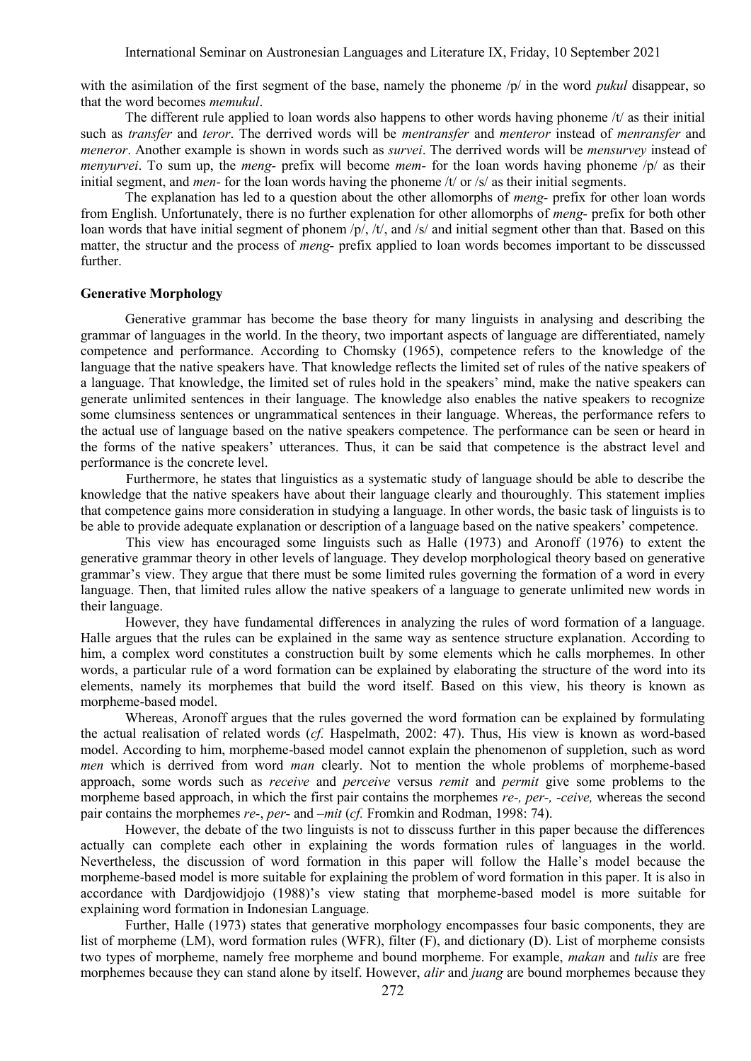with the asimilation of the first segment of the base, namely the phoneme /p/ in the word *pukul* disappear, so that the word becomes *memukul*.

The different rule applied to loan words also happens to other words having phoneme /t/ as their initial such as *transfer* and *teror*. The derrived words will be *mentransfer* and *menteror* instead of *menransfer* and *meneror*. Another example is shown in words such as *survei*. The derrived words will be *mensurvey* instead of *menyurvei*. To sum up, the *meng-* prefix will become *mem-* for the loan words having phoneme /p/ as their initial segment, and *men-* for the loan words having the phoneme /t/ or /s/ as their initial segments.

The explanation has led to a question about the other allomorphs of *meng-* prefix for other loan words from English. Unfortunately, there is no further explenation for other allomorphs of *meng-* prefix for both other loan words that have initial segment of phonem /p/, /t/, and /s/ and initial segment other than that. Based on this matter, the structur and the process of *meng-* prefix applied to loan words becomes important to be disscussed further.

**Generative Morphology**

Generative grammar has become the base theory for many linguists in analysing and describing the grammar of languages in the world. In the theory, two important aspects of language are differentiated, namely competence and performance. According to Chomsky (1965), competence refers to the knowledge of the language that the native speakers have. That knowledge reflects the limited set of rules of the native speakers of a language. That knowledge, the limited set of rules hold in the speakers' mind, make the native speakers can generate unlimited sentences in their language. The knowledge also enables the native speakers to recognize some clumsiness sentences or ungrammatical sentences in their language. Whereas, the performance refers to the actual use of language based on the native speakers competence. The performance can be seen or heard in the forms of the native speakers' utterances. Thus, it can be said that competence is the abstract level and performance is the concrete level.

Furthermore, he states that linguistics as a systematic study of language should be able to describe the knowledge that the native speakers have about their language clearly and thouroughly. This statement implies that competence gains more consideration in studying a language. In other words, the basic task of linguists is to be able to provide adequate explanation or description of a language based on the native speakers' competence.

This view has encouraged some linguists such as Halle (1973) and Aronoff (1976) to extent the generative grammar theory in other levels of language. They develop morphological theory based on generative grammar's view. They argue that there must be some limited rules governing the formation of a word in every language. Then, that limited rules allow the native speakers of a language to generate unlimited new words in their language.

However, they have fundamental differences in analyzing the rules of word formation of a language. Halle argues that the rules can be explained in the same way as sentence structure explanation. According to him, a complex word constitutes a construction built by some elements which he calls morphemes. In other words, a particular rule of a word formation can be explained by elaborating the structure of the word into its elements, namely its morphemes that build the word itself. Based on this view, his theory is known as morpheme-based model.

Whereas, Aronoff argues that the rules governed the word formation can be explained by formulating the actual realisation of related words (*cf.* Haspelmath, 2002: 47). Thus, His view is known as word-based model. According to him, morpheme-based model cannot explain the phenomenon of suppletion, such as word *men* which is derrived from word *man* clearly. Not to mention the whole problems of morpheme-based approach, some words such as *receive* and *perceive* versus *remit* and *permit* give some problems to the morpheme based approach, in which the first pair contains the morphemes *re-, per-, -ceive,* whereas the second pair contains the morphemes *re-*, *per-* and *–mit* (*cf.* Fromkin and Rodman, 1998: 74).

However, the debate of the two linguists is not to disscuss further in this paper because the differences actually can complete each other in explaining the words formation rules of languages in the world. Nevertheless, the discussion of word formation in this paper will follow the Halle's model because the morpheme-based model is more suitable for explaining the problem of word formation in this paper. It is also in accordance with Dardjowidjojo (1988)'s view stating that morpheme-based model is more suitable for explaining word formation in Indonesian Language.

Further, Halle (1973) states that generative morphology encompasses four basic components, they are list of morpheme (LM), word formation rules (WFR), filter (F), and dictionary (D). List of morpheme consists two types of morpheme, namely free morpheme and bound morpheme. For example, *makan* and *tulis* are free morphemes because they can stand alone by itself. However, *alir* and *juang* are bound morphemes because they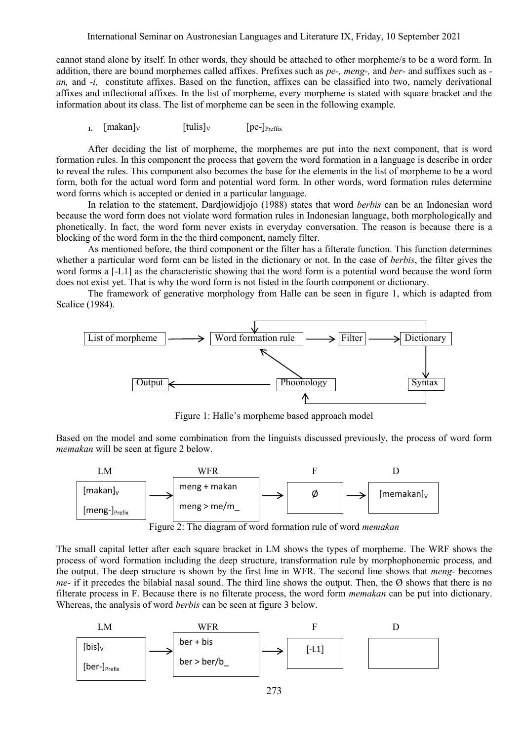cannot stand alone by itself. In other words, they should be attached to other morpheme/s to be a word form. In addition, there are bound morphemes called affixes. Prefixes such as *pe-*, *meng-*, and *ber-* and suffixes such as *-an,* and *-i,* constitute affixes. Based on the function, affixes can be classified into two, namely derivational affixes and inflectional affixes. In the list of morpheme, every morpheme is stated with square bracket and the information about its class. The list of morpheme can be seen in the following example.

1. $[\text{makan}]_V$ $[\text{tulis}]_V$ $[\text{pe-}]_{\text{Preffix}}$

After deciding the list of morpheme, the morphemes are put into the next component, that is word formation rules. In this component the process that govern the word formation in a language is describe in order to reveal the rules. This component also becomes the base for the elements in the list of morpheme to be a word form, both for the actual word form and potential word form. In other words, word formation rules determine word forms which is accepted or denied in a particular language.

In relation to the statement, Dardjowidjojo (1988) states that word *berbis* can be an Indonesian word because the word form does not violate word formation rules in Indonesian language, both morphologically and phonetically. In fact, the word form never exists in everyday conversation. The reason is because there is a blocking of the word form in the the third component, namely filter.

As mentioned before, the third component or the filter has a filterate function. This function determines whether a particular word form can be listed in the dictionary or not. In the case of *berbis*, the filter gives the word forms a [-L1] as the characteristic showing that the word form is a potential word because the word form does not exist yet. That is why the word form is not listed in the fourth component or dictionary.

The framework of generative morphology from Halle can be seen in figure 1, which is adapted from Scalice (1984).

List of morpheme → Word formation rule → Filter → Dictionary → Syntax → Phoonology → Output

Figure 1: Halle's morpheme based approach model

Based on the model and some combination from the linguists discussed previously, the process of word form *memakan* will be seen at figure 2 below.

| LM | WFR | F | D |
|---|---|---|---|
| $[\text{makan}]_V$ $[\text{meng-}]_{\text{Prefix}}$ | meng + makan; meng > me/m_ | Ø | $[\text{memakan}]_V$ |

Figure 2: The diagram of word formation rule of word *memakan*

The small capital letter after each square bracket in LM shows the types of morpheme. The WRF shows the process of word formation including the deep structure, transformation rule by morphophonemic process, and the output. The deep structure is shown by the first line in WFR. The second line shows that *meng-* becomes *me-* if it precedes the bilabial nasal sound. The third line shows the output. Then, the Ø shows that there is no filterate process in F. Because there is no filterate process, the word form *memakan* can be put into dictionary. Whereas, the analysis of word *berbis* can be seen at figure 3 below.

| LM | WFR | F | D |
|---|---|---|---|
| $[\text{bis}]_V$ $[\text{ber-}]_{\text{Prefix}}$ | ber + bis; ber > ber/b_ | [-L1] | |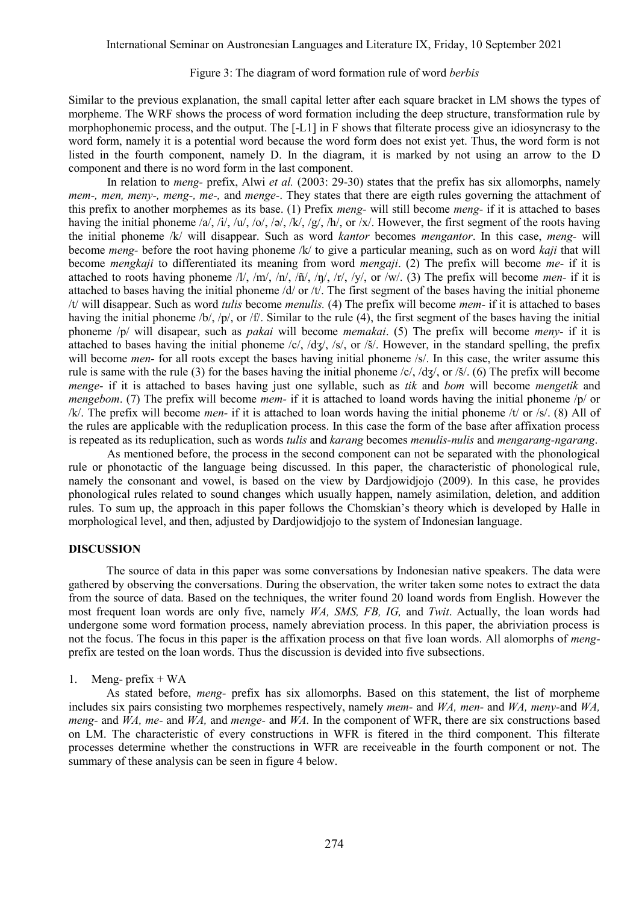Figure 3: The diagram of word formation rule of word *berbis*

Similar to the previous explanation, the small capital letter after each square bracket in LM shows the types of morpheme. The WRF shows the process of word formation including the deep structure, transformation rule by morphophonemic process, and the output. The [-L1] in F shows that filterate process give an idiosyncrasy to the word form, namely it is a potential word because the word form does not exist yet. Thus, the word form is not listed in the fourth component, namely D. In the diagram, it is marked by not using an arrow to the D component and there is no word form in the last component.

In relation to *meng-* prefix, Alwi *et al.* (2003: 29-30) states that the prefix has six allomorphs, namely *mem-, men, meny-, meng-, me-,* and *menge-*. They states that there are eigth rules governing the attachment of this prefix to another morphemes as its base. (1) Prefix *meng-* will still become *meng-* if it is attached to bases having the initial phoneme /a/, /i/, /u/, /o/, /ə/, /k/, /g/, /h/, or /x/. However, the first segment of the roots having the initial phoneme /k/ will disappear. Such as word *kantor* becomes *mengantor*. In this case, *meng-* will become *meng-* before the root having phoneme /k/ to give a particular meaning, such as on word *kaji* that will become *mengkaji* to differentiated its meaning from word *mengaji*. (2) The prefix will become *me-* if it is attached to roots having phoneme /l/, /m/, /n/, /ñ/, /ŋ/, /r/, /y/, or /w/. (3) The prefix will become *men-* if it is attached to bases having the initial phoneme /d/ or /t/. The first segment of the bases having the initial phoneme /t/ will disappear. Such as word *tulis* become *menulis.* (4) The prefix will become *mem-* if it is attached to bases having the initial phoneme /b/, /p/, or /f/. Similar to the rule (4), the first segment of the bases having the initial phoneme /p/ will disapear, such as *pakai* will become *memakai*. (5) The prefix will become *meny-* if it is attached to bases having the initial phoneme /c/, /dʒ/, /s/, or /š/. However, in the standard spelling, the prefix will become *men-* for all roots except the bases having initial phoneme /s/. In this case, the writer assume this rule is same with the rule (3) for the bases having the initial phoneme /c/, /dʒ/, or /š/. (6) The prefix will become *menge-* if it is attached to bases having just one syllable, such as *tik* and *bom* will become *mengetik* and *mengebom*. (7) The prefix will become *mem-* if it is attached to loand words having the initial phoneme /p/ or /k/. The prefix will become *men-* if it is attached to loan words having the initial phoneme /t/ or /s/. (8) All of the rules are applicable with the reduplication process. In this case the form of the base after affixation process is repeated as its reduplication, such as words *tulis* and *karang* becomes *menulis-nulis* and *mengarang-ngarang*.

As mentioned before, the process in the second component can not be separated with the phonological rule or phonotactic of the language being discussed. In this paper, the characteristic of phonological rule, namely the consonant and vowel, is based on the view by Dardjowidjojo (2009). In this case, he provides phonological rules related to sound changes which usually happen, namely asimilation, deletion, and addition rules. To sum up, the approach in this paper follows the Chomskian's theory which is developed by Halle in morphological level, and then, adjusted by Dardjowidjojo to the system of Indonesian language.

## DISCUSSION

The source of data in this paper was some conversations by Indonesian native speakers. The data were gathered by observing the conversations. During the observation, the writer taken some notes to extract the data from the source of data. Based on the techniques, the writer found 20 loand words from English. However the most frequent loan words are only five, namely *WA, SMS, FB, IG,* and *Twit*. Actually, the loan words had undergone some word formation process, namely abreviation process. In this paper, the abriviation process is not the focus. The focus in this paper is the affixation process on that five loan words. All alomorphs of *meng-* prefix are tested on the loan words. Thus the discussion is devided into five subsections.

1. Meng- prefix + WA

As stated before, *meng-* prefix has six allomorphs. Based on this statement, the list of morpheme includes six pairs consisting two morphemes respectively, namely *mem-* and *WA, men-* and *WA, meny-*and *WA, meng-* and *WA, me-* and *WA,* and *menge-* and *WA.* In the component of WFR, there are six constructions based on LM. The characteristic of every constructions in WFR is fitered in the third component. This filterate processes determine whether the constructions in WFR are receiveable in the fourth component or not. The summary of these analysis can be seen in figure 4 below.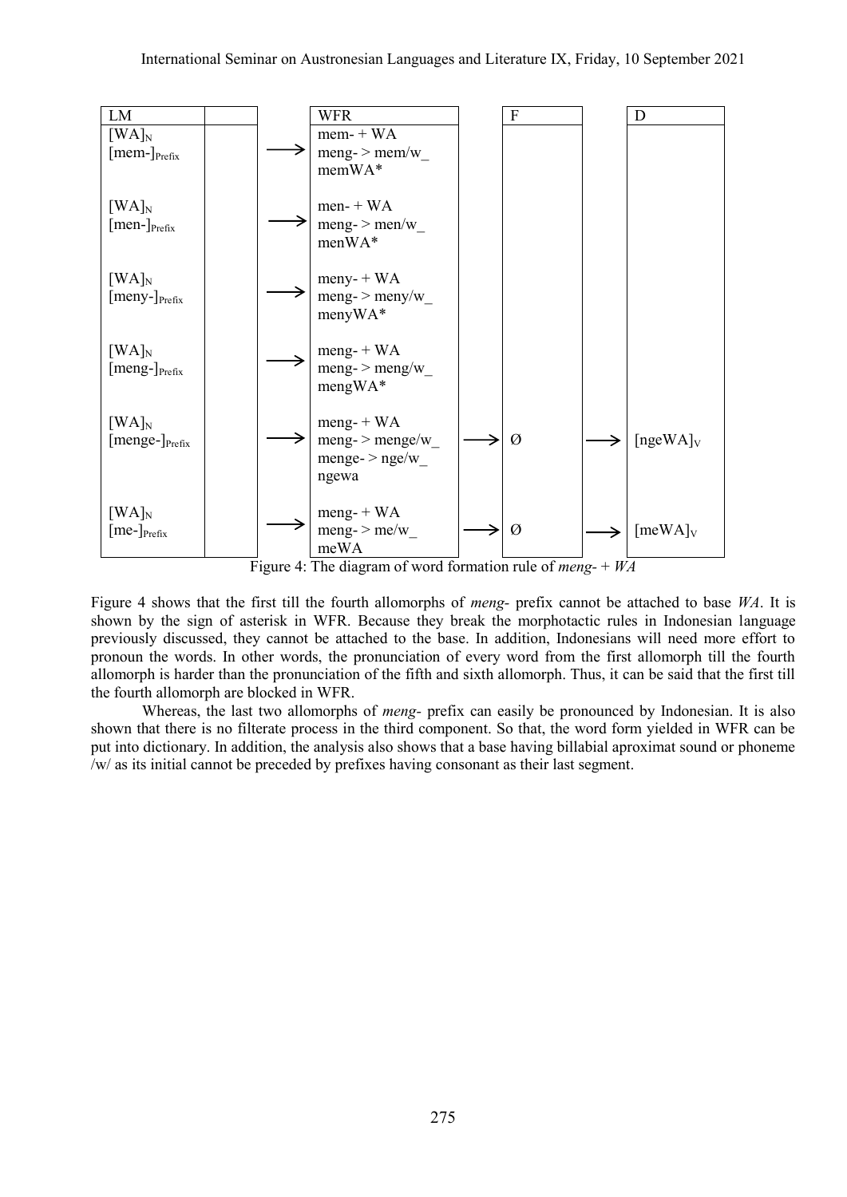| LM | | | WFR | | F | | D |
|---|---|---|---|---|---|---|---|
| $[WA]_N$ $[mem\text{-}]_{Prefix}$ | | → | mem- + WA meng- > mem/w_ memWA* | | | | |
| $[WA]_N$ $[men\text{-}]_{Prefix}$ | | → | men- + WA meng- > men/w_ menWA* | | | | |
| $[WA]_N$ $[meny\text{-}]_{Prefix}$ | | → | meny- + WA meng- > meny/w_ menyWA* | | | | |
| $[WA]_N$ $[meng\text{-}]_{Prefix}$ | | → | meng- + WA meng- > meng/w_ mengWA* | | | | |
| $[WA]_N$ $[menge\text{-}]_{Prefix}$ | | → | meng- + WA meng- > menge/w_ menge- > nge/w_ ngewa | → | Ø | → | $[ngeWA]_V$ |
| $[WA]_N$ $[me\text{-}]_{Prefix}$ | | → | meng- + WA meng- > me/w_ meWA | → | Ø | → | $[meWA]_V$ |

Figure 4: The diagram of word formation rule of *meng-* + *WA*

Figure 4 shows that the first till the fourth allomorphs of *meng-* prefix cannot be attached to base *WA*. It is shown by the sign of asterisk in WFR. Because they break the morphotactic rules in Indonesian language previously discussed, they cannot be attached to the base. In addition, Indonesians will need more effort to pronoun the words. In other words, the pronunciation of every word from the first allomorph till the fourth allomorph is harder than the pronunciation of the fifth and sixth allomorph. Thus, it can be said that the first till the fourth allomorph are blocked in WFR.

Whereas, the last two allomorphs of *meng-* prefix can easily be pronounced by Indonesian. It is also shown that there is no filterate process in the third component. So that, the word form yielded in WFR can be put into dictionary. In addition, the analysis also shows that a base having billabial aproximat sound or phoneme /w/ as its initial cannot be preceded by prefixes having consonant as their last segment.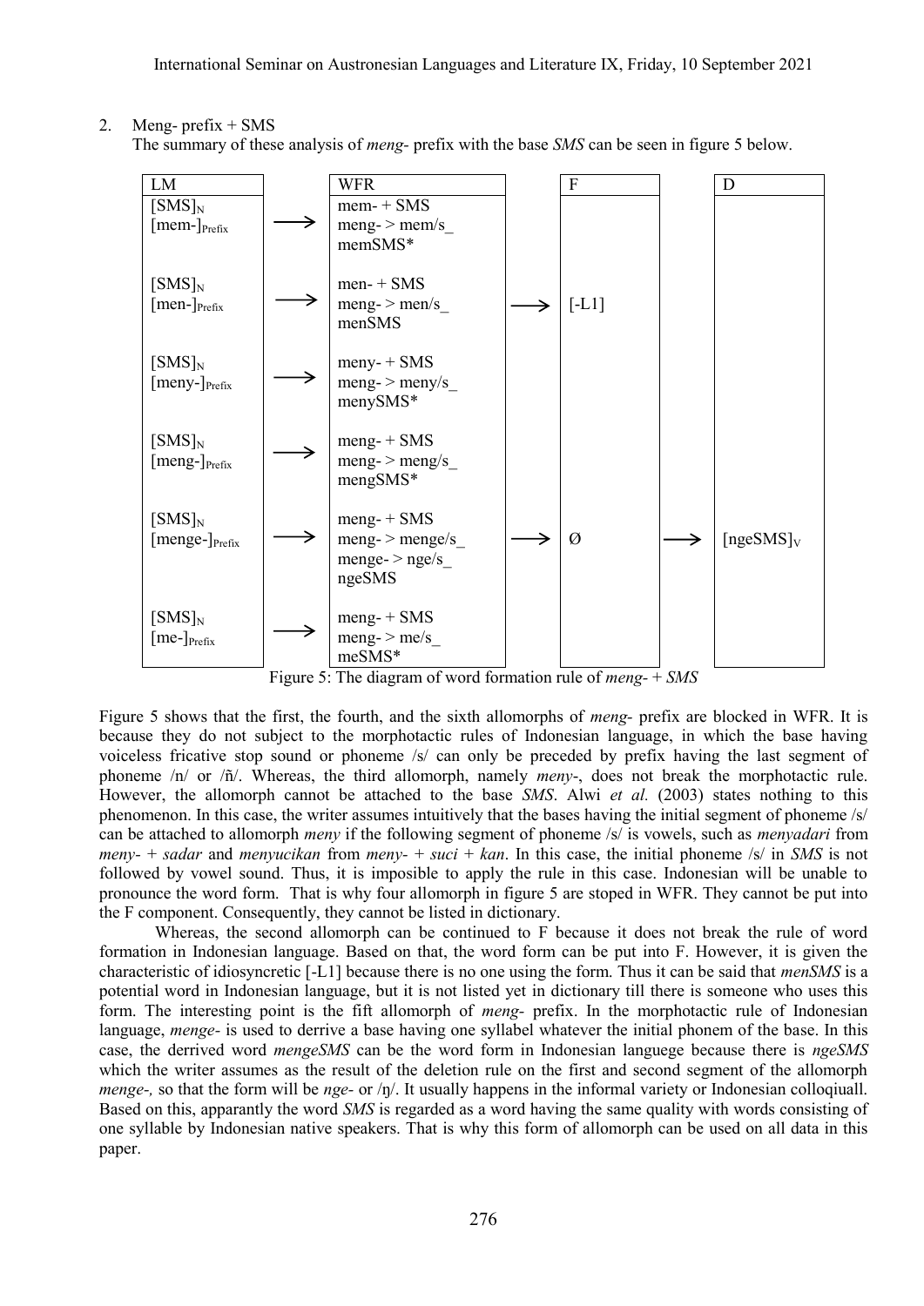2. Meng- prefix + SMS

The summary of these analysis of *meng-* prefix with the base *SMS* can be seen in figure 5 below.

| LM | | WFR | | F | | D |
|---|---|---|---|---|---|---|
| $[SMS]_N$ $[mem\text{-}]_{Prefix}$ | → | mem- + SMS meng- > mem/s_ memSMS* | | | | |
| $[SMS]_N$ $[men\text{-}]_{Prefix}$ | → | men- + SMS meng- > men/s_ menSMS | → | [-L1] | | |
| $[SMS]_N$ $[meny\text{-}]_{Prefix}$ | → | meny- + SMS meng- > meny/s_ menySMS* | | | | |
| $[SMS]_N$ $[meng\text{-}]_{Prefix}$ | → | meng- + SMS meng- > meng/s_ mengSMS* | | | | |
| $[SMS]_N$ $[menge\text{-}]_{Prefix}$ | → | meng- + SMS meng- > menge/s_ menge- > nge/s_ ngeSMS | → | Ø | → | $[ngeSMS]_V$ |
| $[SMS]_N$ $[me\text{-}]_{Prefix}$ | → | meng- + SMS meng- > me/s_ meSMS* | | | | |

Figure 5: The diagram of word formation rule of *meng-* + *SMS*

Figure 5 shows that the first, the fourth, and the sixth allomorphs of *meng-* prefix are blocked in WFR. It is because they do not subject to the morphotactic rules of Indonesian language, in which the base having voiceless fricative stop sound or phoneme /s/ can only be preceded by prefix having the last segment of phoneme /n/ or /ñ/. Whereas, the third allomorph, namely *meny-*, does not break the morphotactic rule. However, the allomorph cannot be attached to the base *SMS*. Alwi *et al.* (2003) states nothing to this phenomenon. In this case, the writer assumes intuitively that the bases having the initial segment of phoneme /s/ can be attached to allomorph *meny* if the following segment of phoneme /s/ is vowels, such as *menyadari* from *meny-* + *sadar* and *menyucikan* from *meny-* + *suci* + *kan*. In this case, the initial phoneme /s/ in *SMS* is not followed by vowel sound. Thus, it is impossible to apply the rule in this case. Indonesian will be unable to pronounce the word form. That is why four allomorph in figure 5 are stoped in WFR. They cannot be put into the F component. Consequently, they cannot be listed in dictionary.

Whereas, the second allomorph can be continued to F because it does not break the rule of word formation in Indonesian language. Based on that, the word form can be put into F. However, it is given the characteristic of idiosyncretic [-L1] because there is no one using the form. Thus it can be said that *menSMS* is a potential word in Indonesian language, but it is not listed yet in dictionary till there is someone who uses this form. The interesting point is the fift allomorph of *meng-* prefix. In the morphotactic rule of Indonesian language, *menge-* is used to derrive a base having one syllabel whatever the initial phonem of the base. In this case, the derrived word *mengeSMS* can be the word form in Indonesian languege because there is *ngeSMS* which the writer assumes as the result of the deletion rule on the first and second segment of the allomorph *menge-,* so that the form will be *nge-* or /ŋ/. It usually happens in the informal variety or Indonesian colloqiuall. Based on this, apparantly the word *SMS* is regarded as a word having the same quality with words consisting of one syllable by Indonesian native speakers. That is why this form of allomorph can be used on all data in this paper.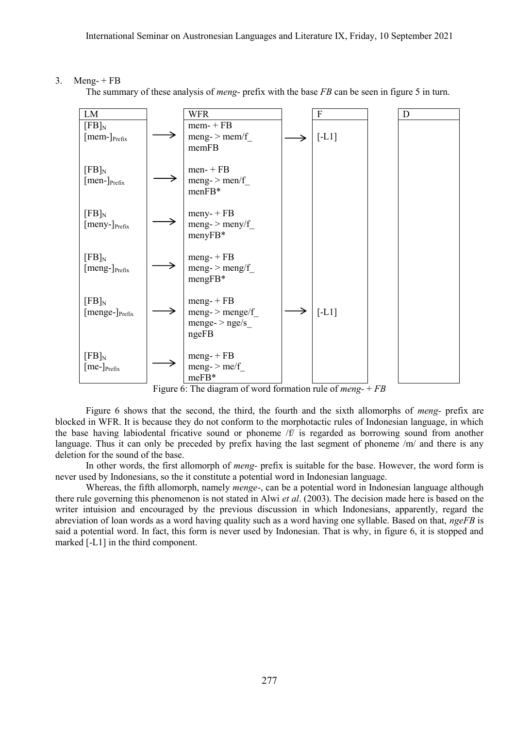3. Meng- + FB

The summary of these analysis of *meng-* prefix with the base *FB* can be seen in figure 5 in turn.

| LM | | WFR | | F | | D |
|---|---|---|---|---|---|---|
| $[FB]_N$ $[mem\text{-}]_{Prefix}$ | → | mem- + FB<br>meng- > mem/f_<br>memFB | → | [-L1] | | |
| $[FB]_N$ $[men\text{-}]_{Prefix}$ | → | men- + FB<br>meng- > men/f_<br>menFB* | | | | |
| $[FB]_N$ $[meny\text{-}]_{Prefix}$ | → | meny- + FB<br>meng- > meny/f_<br>menyFB* | | | | |
| $[FB]_N$ $[meng\text{-}]_{Prefix}$ | → | meng- + FB<br>meng- > meng/f_<br>mengFB* | | | | |
| $[FB]_N$ $[menge\text{-}]_{Prefix}$ | → | meng- + FB<br>meng- > menge/f_<br>menge- > nge/s_<br>ngeFB | → | [-L1] | | |
| $[FB]_N$ $[me\text{-}]_{Prefix}$ | → | meng- + FB<br>meng- > me/f_<br>meFB* | | | | |

Figure 6: The diagram of word formation rule of *meng- + FB*

Figure 6 shows that the second, the third, the fourth and the sixth allomorphs of *meng-* prefix are blocked in WFR. It is because they do not conform to the morphotactic rules of Indonesian language, in which the base having labiodental fricative sound or phoneme /f/ is regarded as borrowing sound from another language. Thus it can only be preceded by prefix having the last segment of phoneme /m/ and there is any deletion for the sound of the base.

In other words, the first allomorph of *meng-* prefix is suitable for the base. However, the word form is never used by Indonesians, so the it constitute a potential word in Indonesian language.

Whereas, the fifth allomorph, namely *menge-*, can be a potential word in Indonesian language although there rule governing this phenomenon is not stated in Alwi *et al*. (2003). The decision made here is based on the writer intuision and encouraged by the previous discussion in which Indonesians, apparently, regard the abreviation of loan words as a word having quality such as a word having one syllable. Based on that, *ngeFB* is said a potential word. In fact, this form is never used by Indonesian. That is why, in figure 6, it is stopped and marked [-L1] in the third component.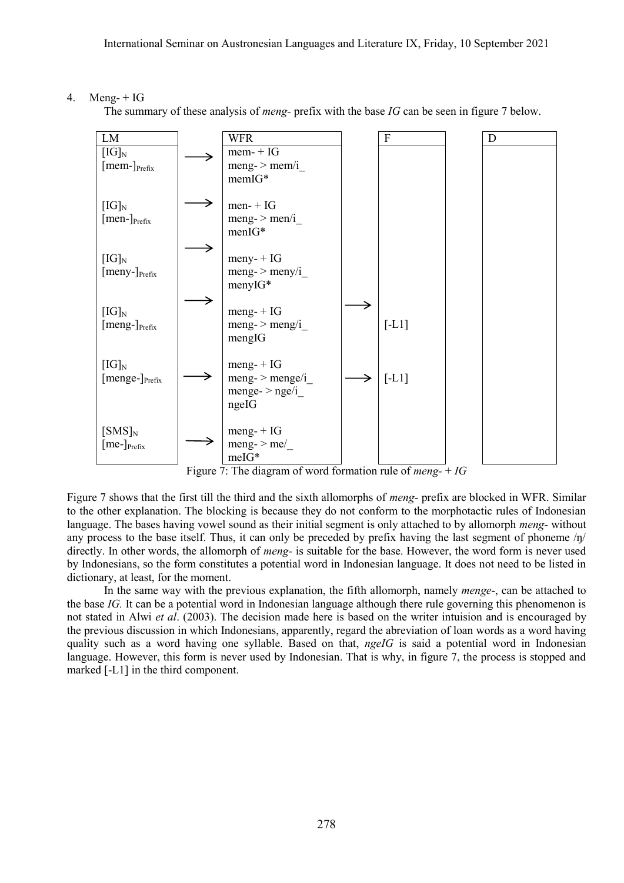4. Meng- + IG

The summary of these analysis of *meng-* prefix with the base *IG* can be seen in figure 7 below.

| LM | | WFR | | F | | D |
|---|---|---|---|---|---|---|
| $[IG]_N$ $[mem\text{-}]_{Prefix}$ | → | mem- + IG meng- > mem/i_ memIG* | | | | |
| $[IG]_N$ $[men\text{-}]_{Prefix}$ | → | men- + IG meng- > men/i_ menIG* | | | | |
| $[IG]_N$ $[meny\text{-}]_{Prefix}$ | → | meny- + IG meng- > meny/i_ menyIG* | | | | |
| $[IG]_N$ $[meng\text{-}]_{Prefix}$ | → | meng- + IG meng- > meng/i_ mengIG | → | [-L1] | | |
| $[IG]_N$ $[menge\text{-}]_{Prefix}$ | → | meng- + IG meng- > menge/i_ menge- > nge/i_ ngeIG | → | [-L1] | | |
| $[SMS]_N$ $[me\text{-}]_{Prefix}$ | → | meng- + IG meng- > me/_ meIG* | | | | |

Figure 7: The diagram of word formation rule of *meng-* + *IG*

Figure 7 shows that the first till the third and the sixth allomorphs of *meng-* prefix are blocked in WFR. Similar to the other explanation. The blocking is because they do not conform to the morphotactic rules of Indonesian language. The bases having vowel sound as their initial segment is only attached to by allomorph *meng-* without any process to the base itself. Thus, it can only be preceded by prefix having the last segment of phoneme /ŋ/ directly. In other words, the allomorph of *meng-* is suitable for the base. However, the word form is never used by Indonesians, so the form constitutes a potential word in Indonesian language. It does not need to be listed in dictionary, at least, for the moment.

In the same way with the previous explanation, the fifth allomorph, namely *menge-*, can be attached to the base *IG.* It can be a potential word in Indonesian language although there rule governing this phenomenon is not stated in Alwi *et al*. (2003). The decision made here is based on the writer intuision and is encouraged by the previous discussion in which Indonesians, apparently, regard the abreviation of loan words as a word having quality such as a word having one syllable. Based on that, *ngeIG* is said a potential word in Indonesian language. However, this form is never used by Indonesian. That is why, in figure 7, the process is stopped and marked [-L1] in the third component.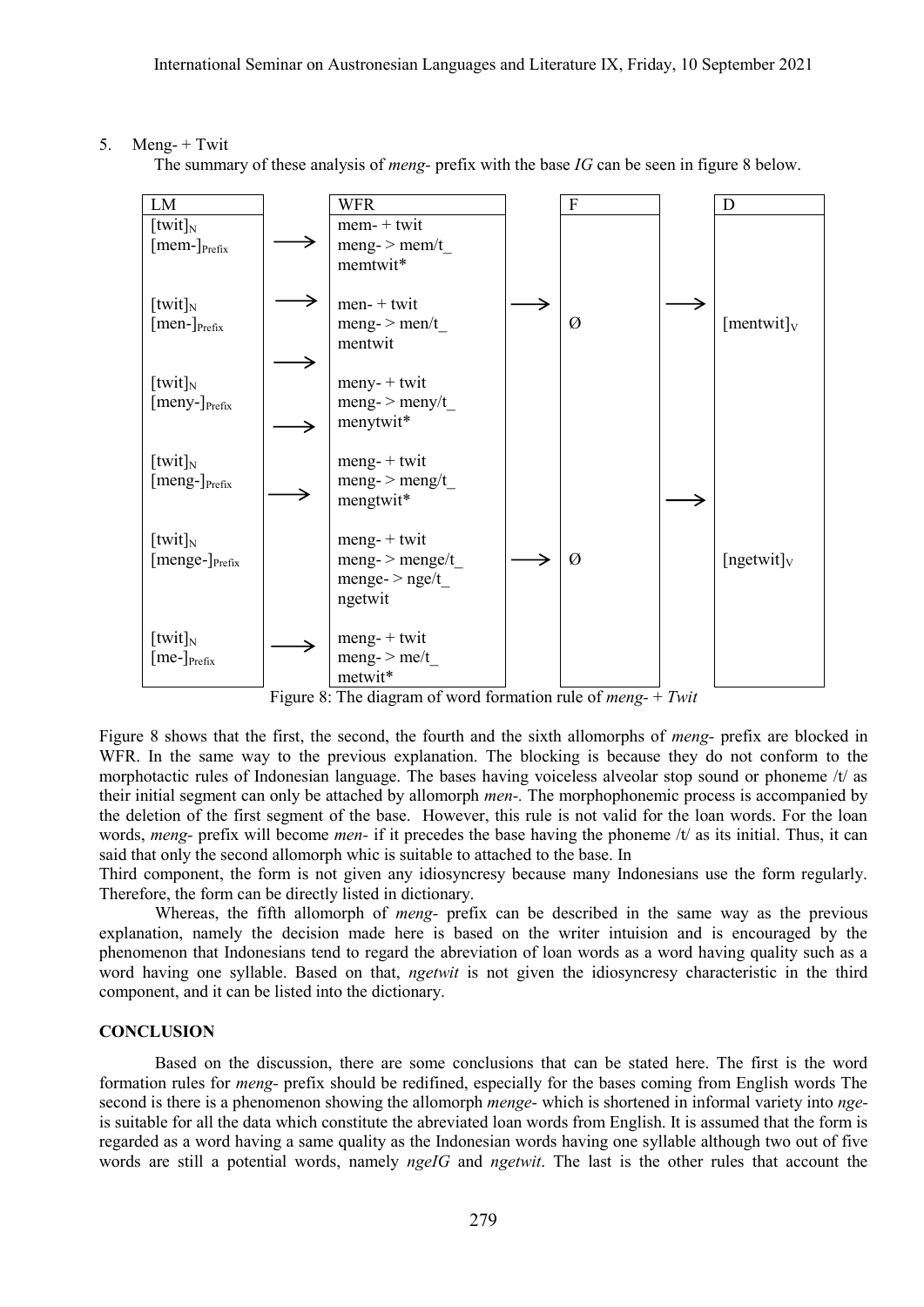5. Meng- + Twit

   The summary of these analysis of *meng-* prefix with the base *IG* can be seen in figure 8 below.

| LM | | WFR | | F | | D |
|---|---|---|---|---|---|---|
| [twit]$_N$ [mem-]$_{Prefix}$ | → | mem- + twit meng- > mem/t_ memtwit* | | | | |
| [twit]$_N$ [men-]$_{Prefix}$ | → | men- + twit meng- > men/t_ mentwit | → | Ø | → | [mentwit]$_V$ |
| [twit]$_N$ [meny-]$_{Prefix}$ | → | meny- + twit meng- > meny/t_ menytwit* | | | | |
| [twit]$_N$ [meng-]$_{Prefix}$ | → | meng- + twit meng- > meng/t_ mengtwit* | | | → | |
| [twit]$_N$ [menge-]$_{Prefix}$ | | meng- + twit meng- > menge/t_ menge- > nge/t_ ngetwit | → | Ø | | [ngetwit]$_V$ |
| [twit]$_N$ [me-]$_{Prefix}$ | → | meng- + twit meng- > me/t_ metwit* | | | | |

Figure 8: The diagram of word formation rule of *meng-* + *Twit*

Figure 8 shows that the first, the second, the fourth and the sixth allomorphs of *meng-* prefix are blocked in WFR. In the same way to the previous explanation. The blocking is because they do not conform to the morphotactic rules of Indonesian language. The bases having voiceless alveolar stop sound or phoneme /t/ as their initial segment can only be attached by allomorph *men-*. The morphophonemic process is accompanied by the deletion of the first segment of the base. However, this rule is not valid for the loan words. For the loan words, *meng-* prefix will become *men-* if it precedes the base having the phoneme /t/ as its initial. Thus, it can said that only the second allomorph whic is suitable to attached to the base. In

Third component, the form is not given any idiosyncresy because many Indonesians use the form regularly. Therefore, the form can be directly listed in dictionary.

Whereas, the fifth allomorph of *meng-* prefix can be described in the same way as the previous explanation, namely the decision made here is based on the writer intuision and is encouraged by the phenomenon that Indonesians tend to regard the abreviation of loan words as a word having quality such as a word having one syllable. Based on that, *ngetwit* is not given the idiosyncresy characteristic in the third component, and it can be listed into the dictionary.

## CONCLUSION

Based on the discussion, there are some conclusions that can be stated here. The first is the word formation rules for *meng-* prefix should be redifined, especially for the bases coming from English words The second is there is a phenomenon showing the allomorph *menge-* which is shortened in informal variety into *nge-* is suitable for all the data which constitute the abreviated loan words from English. It is assumed that the form is regarded as a word having a same quality as the Indonesian words having one syllable although two out of five words are still a potential words, namely *ngeIG* and *ngetwit*. The last is the other rules that account the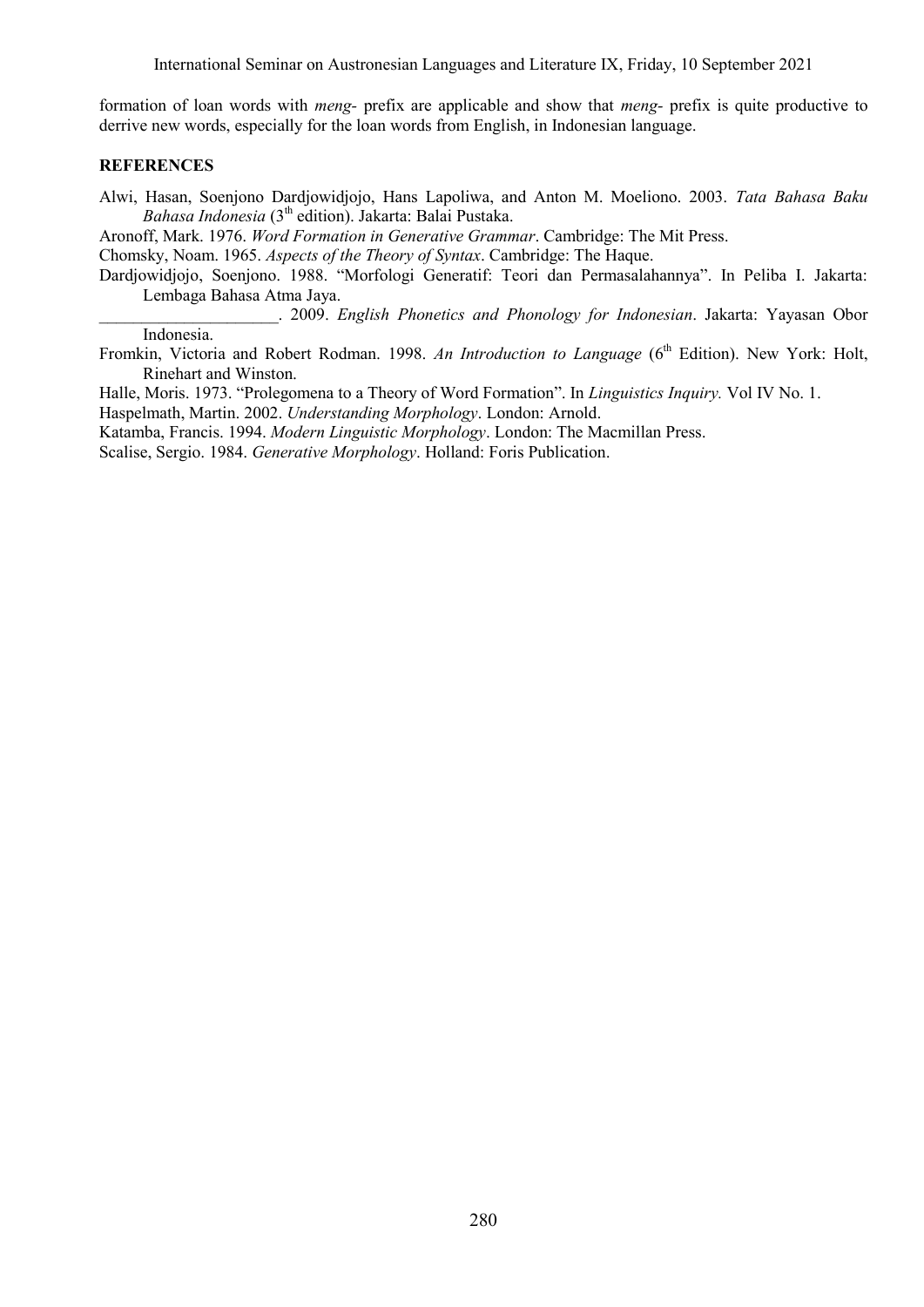formation of loan words with *meng-* prefix are applicable and show that *meng-* prefix is quite productive to derrive new words, especially for the loan words from English, in Indonesian language.

## REFERENCES

Alwi, Hasan, Soenjono Dardjowidjojo, Hans Lapoliwa, and Anton M. Moeliono. 2003. *Tata Bahasa Baku Bahasa Indonesia* (3th edition). Jakarta: Balai Pustaka.

Aronoff, Mark. 1976. *Word Formation in Generative Grammar*. Cambridge: The Mit Press.

Chomsky, Noam. 1965. *Aspects of the Theory of Syntax*. Cambridge: The Haque.

Dardjowidjojo, Soenjono. 1988. "Morfologi Generatif: Teori dan Permasalahannya". In Peliba I. Jakarta: Lembaga Bahasa Atma Jaya.

____________________. 2009. *English Phonetics and Phonology for Indonesian*. Jakarta: Yayasan Obor Indonesia.

Fromkin, Victoria and Robert Rodman. 1998. *An Introduction to Language* (6th Edition). New York: Holt, Rinehart and Winston.

Halle, Moris. 1973. "Prolegomena to a Theory of Word Formation". In *Linguistics Inquiry.* Vol IV No. 1.

Haspelmath, Martin. 2002. *Understanding Morphology*. London: Arnold.

Katamba, Francis. 1994. *Modern Linguistic Morphology*. London: The Macmillan Press.

Scalise, Sergio. 1984. *Generative Morphology*. Holland: Foris Publication.